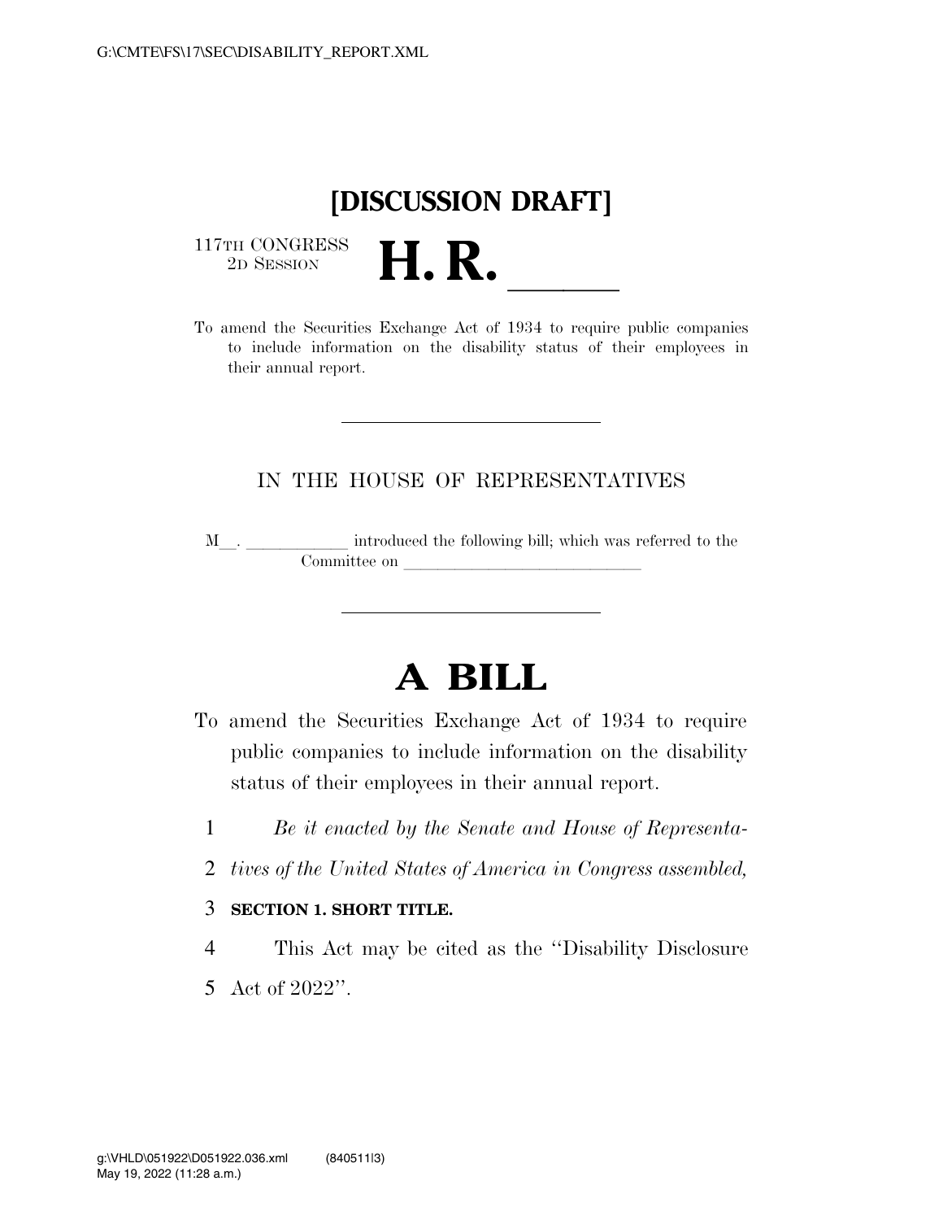# [DISCUSSION DRAFT]

117TH CONGRESS
2D SESSION

# H. R. ____

To amend the Securities Exchange Act of 1934 to require public companies to include information on the disability status of their employees in their annual report.

---

IN THE HOUSE OF REPRESENTATIVES

M__. ____________ introduced the following bill; which was referred to the Committee on ____________________________

---

# A BILL

To amend the Securities Exchange Act of 1934 to require public companies to include information on the disability status of their employees in their annual report.

1 *Be it enacted by the Senate and House of Representa-*
2 *tives of the United States of America in Congress assembled,*

3 **SECTION 1. SHORT TITLE.**

4 This Act may be cited as the ''Disability Disclosure
5 Act of 2022''.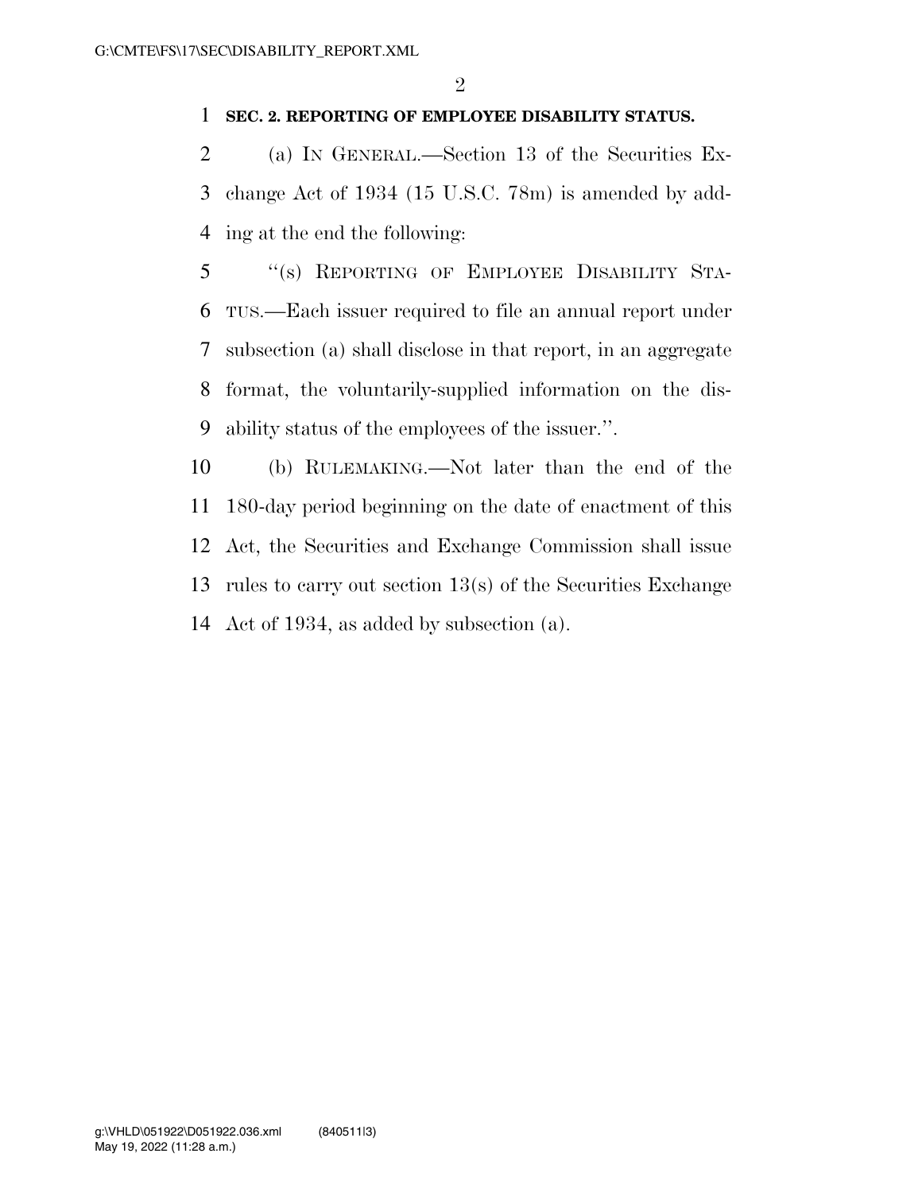**SEC. 2. REPORTING OF EMPLOYEE DISABILITY STATUS.**

(a) IN GENERAL.—Section 13 of the Securities Exchange Act of 1934 (15 U.S.C. 78m) is amended by adding at the end the following:

"(s) REPORTING OF EMPLOYEE DISABILITY STATUS.—Each issuer required to file an annual report under subsection (a) shall disclose in that report, in an aggregate format, the voluntarily-supplied information on the disability status of the employees of the issuer.".

(b) RULEMAKING.—Not later than the end of the 180-day period beginning on the date of enactment of this Act, the Securities and Exchange Commission shall issue rules to carry out section 13(s) of the Securities Exchange Act of 1934, as added by subsection (a).